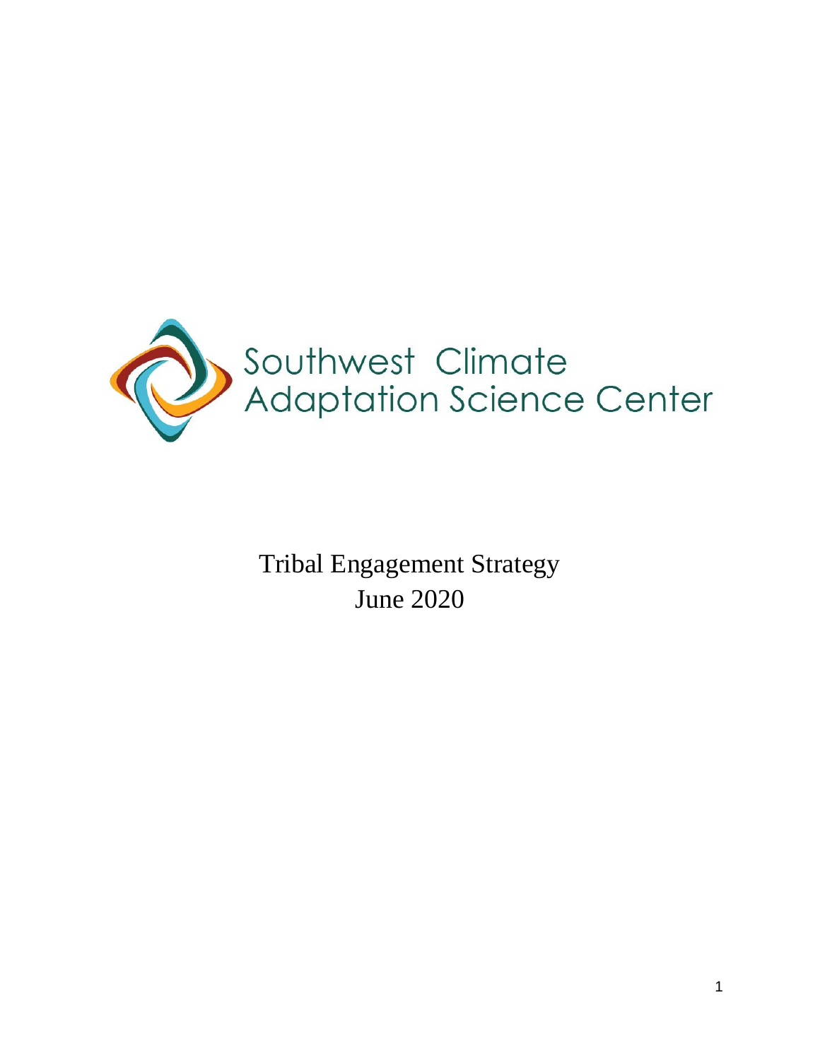Southwest Climate Adaptation Science Center

# Tribal Engagement Strategy

June 2020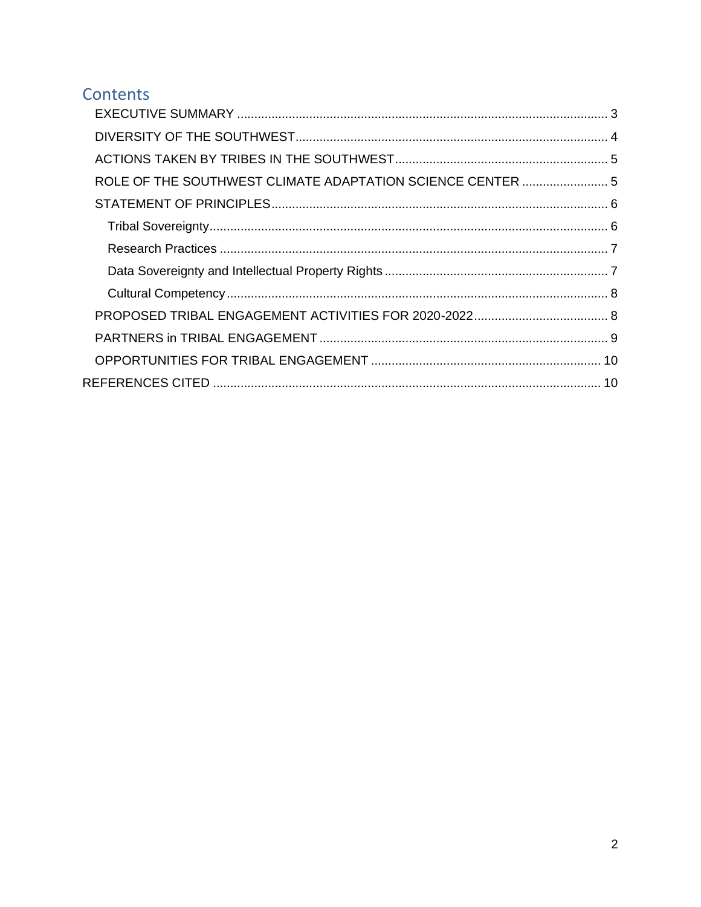# Contents

- EXECUTIVE SUMMARY ........................................................................................................ 3
- DIVERSITY OF THE SOUTHWEST........................................................................................ 4
- ACTIONS TAKEN BY TRIBES IN THE SOUTHWEST.......................................................... 5
- ROLE OF THE SOUTHWEST CLIMATE ADAPTATION SCIENCE CENTER ....................... 5
- STATEMENT OF PRINCIPLES............................................................................................ 6
  - Tribal Sovereignty............................................................................................................ 6
  - Research Practices .......................................................................................................... 7
  - Data Sovereignty and Intellectual Property Rights ........................................................... 7
  - Cultural Competency ........................................................................................................ 8
- PROPOSED TRIBAL ENGAGEMENT ACTIVITIES FOR 2020-2022..................................... 8
- PARTNERS in TRIBAL ENGAGEMENT ............................................................................... 9
- OPPORTUNITIES FOR TRIBAL ENGAGEMENT ................................................................ 10

REFERENCES CITED ............................................................................................................. 10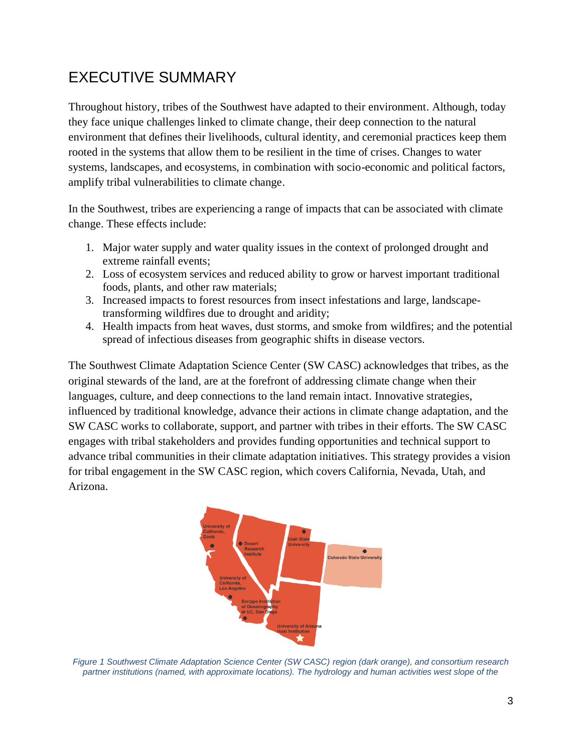# EXECUTIVE SUMMARY

Throughout history, tribes of the Southwest have adapted to their environment. Although, today they face unique challenges linked to climate change, their deep connection to the natural environment that defines their livelihoods, cultural identity, and ceremonial practices keep them rooted in the systems that allow them to be resilient in the time of crises. Changes to water systems, landscapes, and ecosystems, in combination with socio-economic and political factors, amplify tribal vulnerabilities to climate change.

In the Southwest, tribes are experiencing a range of impacts that can be associated with climate change. These effects include:

1. Major water supply and water quality issues in the context of prolonged drought and extreme rainfall events;
2. Loss of ecosystem services and reduced ability to grow or harvest important traditional foods, plants, and other raw materials;
3. Increased impacts to forest resources from insect infestations and large, landscape-transforming wildfires due to drought and aridity;
4. Health impacts from heat waves, dust storms, and smoke from wildfires; and the potential spread of infectious diseases from geographic shifts in disease vectors.

The Southwest Climate Adaptation Science Center (SW CASC) acknowledges that tribes, as the original stewards of the land, are at the forefront of addressing climate change when their languages, culture, and deep connections to the land remain intact. Innovative strategies, influenced by traditional knowledge, advance their actions in climate change adaptation, and the SW CASC works to collaborate, support, and partner with tribes in their efforts. The SW CASC engages with tribal stakeholders and provides funding opportunities and technical support to advance tribal communities in their climate adaptation initiatives. This strategy provides a vision for tribal engagement in the SW CASC region, which covers California, Nevada, Utah, and Arizona.

*Figure 1 Southwest Climate Adaptation Science Center (SW CASC) region (dark orange), and consortium research partner institutions (named, with approximate locations). The hydrology and human activities west slope of the*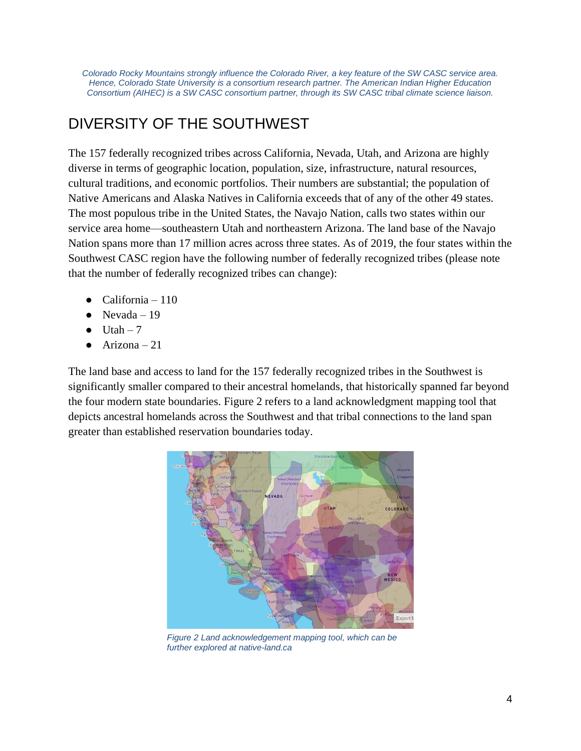*Colorado Rocky Mountains strongly influence the Colorado River, a key feature of the SW CASC service area. Hence, Colorado State University is a consortium research partner. The American Indian Higher Education Consortium (AIHEC) is a SW CASC consortium partner, through its SW CASC tribal climate science liaison.*

## DIVERSITY OF THE SOUTHWEST

The 157 federally recognized tribes across California, Nevada, Utah, and Arizona are highly diverse in terms of geographic location, population, size, infrastructure, natural resources, cultural traditions, and economic portfolios. Their numbers are substantial; the population of Native Americans and Alaska Natives in California exceeds that of any of the other 49 states. The most populous tribe in the United States, the Navajo Nation, calls two states within our service area home—southeastern Utah and northeastern Arizona. The land base of the Navajo Nation spans more than 17 million acres across three states. As of 2019, the four states within the Southwest CASC region have the following number of federally recognized tribes (please note that the number of federally recognized tribes can change):

- California – 110
- Nevada – 19
- Utah – 7
- Arizona – 21

The land base and access to land for the 157 federally recognized tribes in the Southwest is significantly smaller compared to their ancestral homelands, that historically spanned far beyond the four modern state boundaries. Figure 2 refers to a land acknowledgment mapping tool that depicts ancestral homelands across the Southwest and that tribal connections to the land span greater than established reservation boundaries today.

*Figure 2 Land acknowledgement mapping tool, which can be further explored at native-land.ca*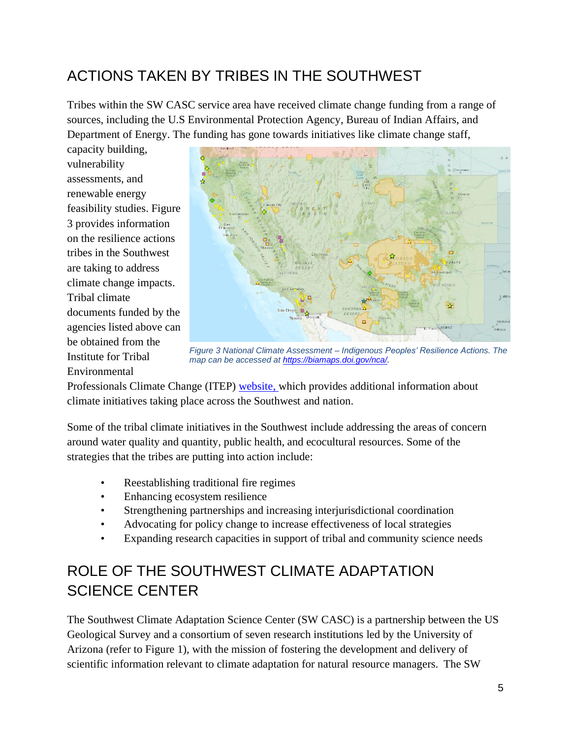## ACTIONS TAKEN BY TRIBES IN THE SOUTHWEST

Tribes within the SW CASC service area have received climate change funding from a range of sources, including the U.S Environmental Protection Agency, Bureau of Indian Affairs, and Department of Energy. The funding has gone towards initiatives like climate change staff, capacity building, vulnerability assessments, and renewable energy feasibility studies. Figure 3 provides information on the resilience actions tribes in the Southwest are taking to address climate change impacts. Tribal climate documents funded by the agencies listed above can be obtained from the Institute for Tribal Environmental Professionals Climate Change (ITEP) website, which provides additional information about climate initiatives taking place across the Southwest and nation.

*Figure 3 National Climate Assessment – Indigenous Peoples' Resilience Actions. The map can be accessed at https://biamaps.doi.gov/nca/.*

Some of the tribal climate initiatives in the Southwest include addressing the areas of concern around water quality and quantity, public health, and ecocultural resources. Some of the strategies that the tribes are putting into action include:

- Reestablishing traditional fire regimes
- Enhancing ecosystem resilience
- Strengthening partnerships and increasing interjurisdictional coordination
- Advocating for policy change to increase effectiveness of local strategies
- Expanding research capacities in support of tribal and community science needs

## ROLE OF THE SOUTHWEST CLIMATE ADAPTATION SCIENCE CENTER

The Southwest Climate Adaptation Science Center (SW CASC) is a partnership between the US Geological Survey and a consortium of seven research institutions led by the University of Arizona (refer to Figure 1), with the mission of fostering the development and delivery of scientific information relevant to climate adaptation for natural resource managers. The SW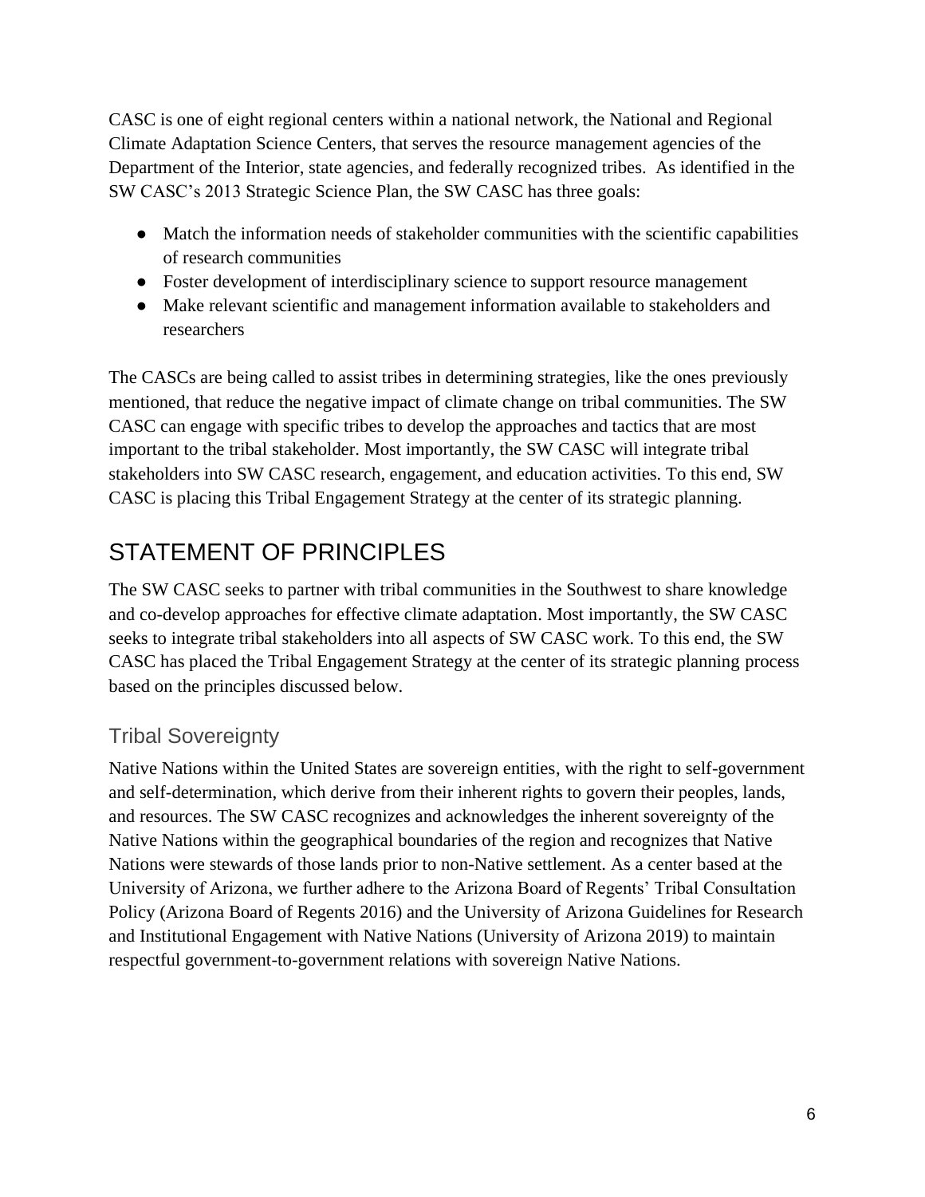CASC is one of eight regional centers within a national network, the National and Regional Climate Adaptation Science Centers, that serves the resource management agencies of the Department of the Interior, state agencies, and federally recognized tribes. As identified in the SW CASC's 2013 Strategic Science Plan, the SW CASC has three goals:

- Match the information needs of stakeholder communities with the scientific capabilities of research communities
- Foster development of interdisciplinary science to support resource management
- Make relevant scientific and management information available to stakeholders and researchers

The CASCs are being called to assist tribes in determining strategies, like the ones previously mentioned, that reduce the negative impact of climate change on tribal communities. The SW CASC can engage with specific tribes to develop the approaches and tactics that are most important to the tribal stakeholder. Most importantly, the SW CASC will integrate tribal stakeholders into SW CASC research, engagement, and education activities. To this end, SW CASC is placing this Tribal Engagement Strategy at the center of its strategic planning.

# STATEMENT OF PRINCIPLES

The SW CASC seeks to partner with tribal communities in the Southwest to share knowledge and co-develop approaches for effective climate adaptation. Most importantly, the SW CASC seeks to integrate tribal stakeholders into all aspects of SW CASC work. To this end, the SW CASC has placed the Tribal Engagement Strategy at the center of its strategic planning process based on the principles discussed below.

## Tribal Sovereignty

Native Nations within the United States are sovereign entities, with the right to self-government and self-determination, which derive from their inherent rights to govern their peoples, lands, and resources. The SW CASC recognizes and acknowledges the inherent sovereignty of the Native Nations within the geographical boundaries of the region and recognizes that Native Nations were stewards of those lands prior to non-Native settlement. As a center based at the University of Arizona, we further adhere to the Arizona Board of Regents' Tribal Consultation Policy (Arizona Board of Regents 2016) and the University of Arizona Guidelines for Research and Institutional Engagement with Native Nations (University of Arizona 2019) to maintain respectful government-to-government relations with sovereign Native Nations.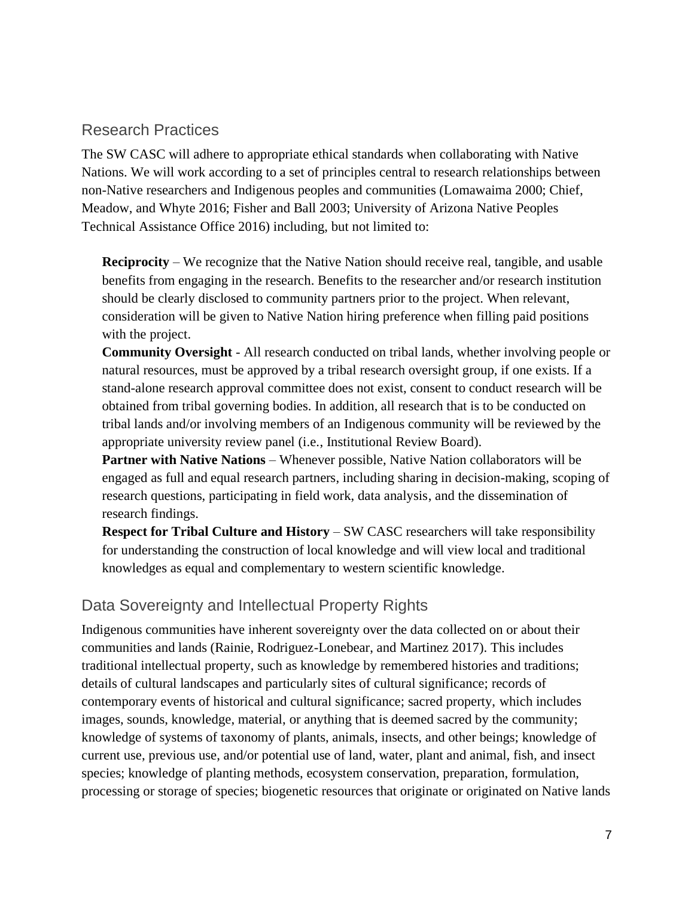## Research Practices

The SW CASC will adhere to appropriate ethical standards when collaborating with Native Nations. We will work according to a set of principles central to research relationships between non-Native researchers and Indigenous peoples and communities (Lomawaima 2000; Chief, Meadow, and Whyte 2016; Fisher and Ball 2003; University of Arizona Native Peoples Technical Assistance Office 2016) including, but not limited to:

**Reciprocity** – We recognize that the Native Nation should receive real, tangible, and usable benefits from engaging in the research. Benefits to the researcher and/or research institution should be clearly disclosed to community partners prior to the project. When relevant, consideration will be given to Native Nation hiring preference when filling paid positions with the project.

**Community Oversight** - All research conducted on tribal lands, whether involving people or natural resources, must be approved by a tribal research oversight group, if one exists. If a stand-alone research approval committee does not exist, consent to conduct research will be obtained from tribal governing bodies. In addition, all research that is to be conducted on tribal lands and/or involving members of an Indigenous community will be reviewed by the appropriate university review panel (i.e., Institutional Review Board).

**Partner with Native Nations** – Whenever possible, Native Nation collaborators will be engaged as full and equal research partners, including sharing in decision-making, scoping of research questions, participating in field work, data analysis, and the dissemination of research findings.

**Respect for Tribal Culture and History** – SW CASC researchers will take responsibility for understanding the construction of local knowledge and will view local and traditional knowledges as equal and complementary to western scientific knowledge.

## Data Sovereignty and Intellectual Property Rights

Indigenous communities have inherent sovereignty over the data collected on or about their communities and lands (Rainie, Rodriguez-Lonebear, and Martinez 2017). This includes traditional intellectual property, such as knowledge by remembered histories and traditions; details of cultural landscapes and particularly sites of cultural significance; records of contemporary events of historical and cultural significance; sacred property, which includes images, sounds, knowledge, material, or anything that is deemed sacred by the community; knowledge of systems of taxonomy of plants, animals, insects, and other beings; knowledge of current use, previous use, and/or potential use of land, water, plant and animal, fish, and insect species; knowledge of planting methods, ecosystem conservation, preparation, formulation, processing or storage of species; biogenetic resources that originate or originated on Native lands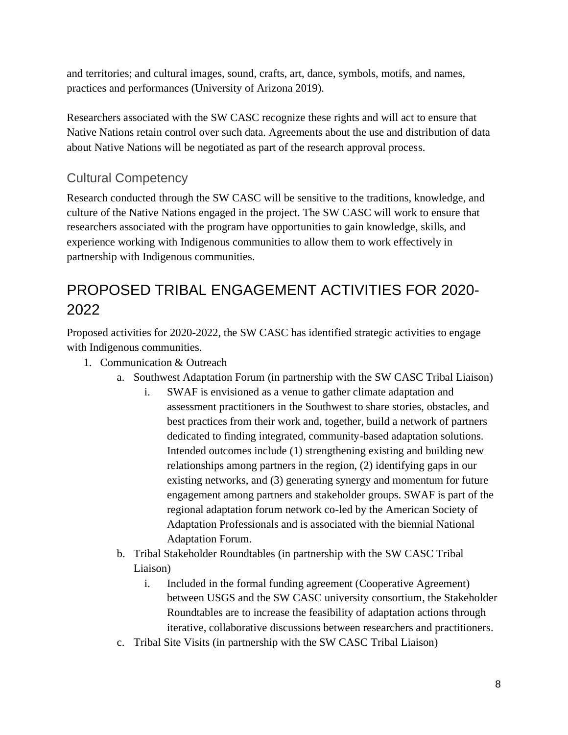and territories; and cultural images, sound, crafts, art, dance, symbols, motifs, and names, practices and performances (University of Arizona 2019).

Researchers associated with the SW CASC recognize these rights and will act to ensure that Native Nations retain control over such data. Agreements about the use and distribution of data about Native Nations will be negotiated as part of the research approval process.

### Cultural Competency

Research conducted through the SW CASC will be sensitive to the traditions, knowledge, and culture of the Native Nations engaged in the project. The SW CASC will work to ensure that researchers associated with the program have opportunities to gain knowledge, skills, and experience working with Indigenous communities to allow them to work effectively in partnership with Indigenous communities.

## PROPOSED TRIBAL ENGAGEMENT ACTIVITIES FOR 2020-2022

Proposed activities for 2020-2022, the SW CASC has identified strategic activities to engage with Indigenous communities.

1. Communication & Outreach
    a. Southwest Adaptation Forum (in partnership with the SW CASC Tribal Liaison)
        i. SWAF is envisioned as a venue to gather climate adaptation and assessment practitioners in the Southwest to share stories, obstacles, and best practices from their work and, together, build a network of partners dedicated to finding integrated, community-based adaptation solutions. Intended outcomes include (1) strengthening existing and building new relationships among partners in the region, (2) identifying gaps in our existing networks, and (3) generating synergy and momentum for future engagement among partners and stakeholder groups. SWAF is part of the regional adaptation forum network co-led by the American Society of Adaptation Professionals and is associated with the biennial National Adaptation Forum.
    b. Tribal Stakeholder Roundtables (in partnership with the SW CASC Tribal Liaison)
        i. Included in the formal funding agreement (Cooperative Agreement) between USGS and the SW CASC university consortium, the Stakeholder Roundtables are to increase the feasibility of adaptation actions through iterative, collaborative discussions between researchers and practitioners.
    c. Tribal Site Visits (in partnership with the SW CASC Tribal Liaison)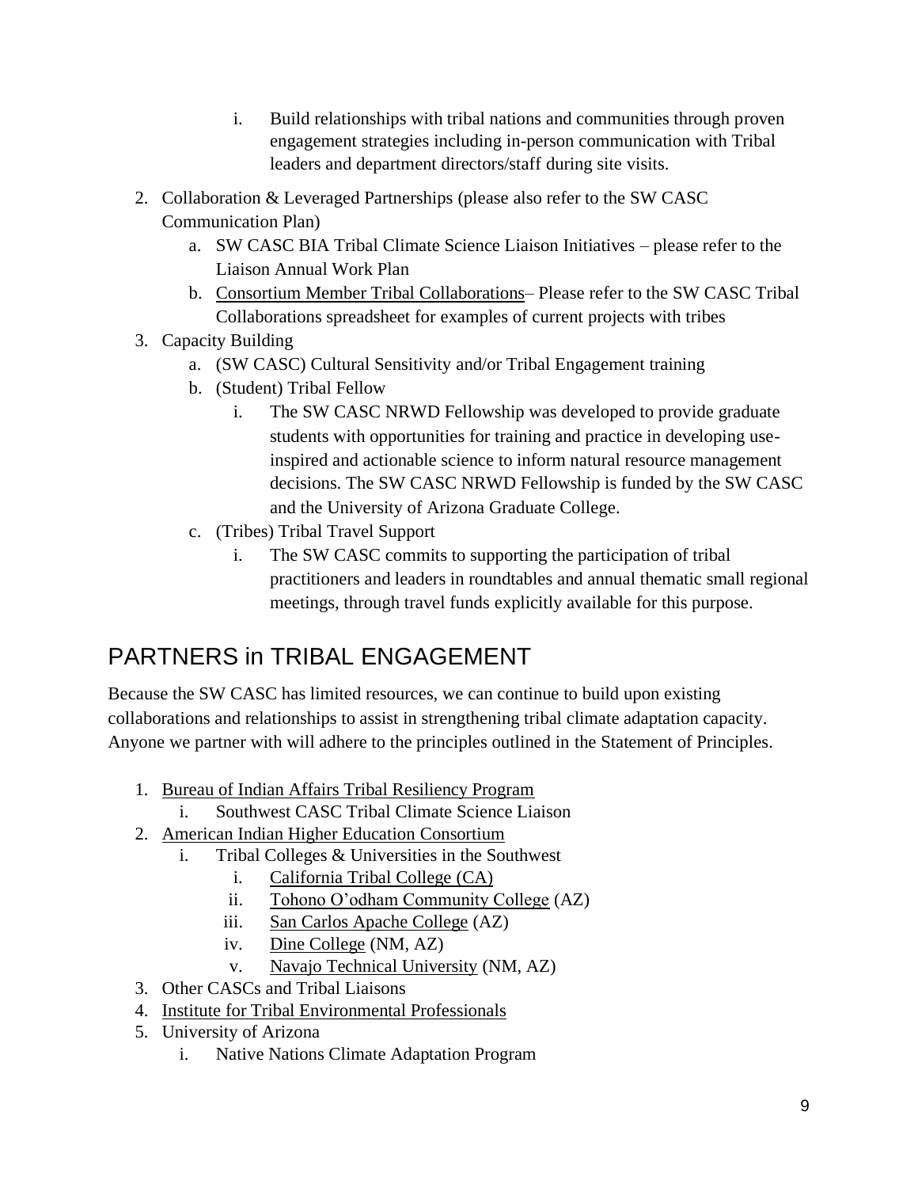i. Build relationships with tribal nations and communities through proven engagement strategies including in-person communication with Tribal leaders and department directors/staff during site visits.

2. Collaboration & Leveraged Partnerships (please also refer to the SW CASC Communication Plan)
    a. SW CASC BIA Tribal Climate Science Liaison Initiatives – please refer to the Liaison Annual Work Plan
    b. Consortium Member Tribal Collaborations– Please refer to the SW CASC Tribal Collaborations spreadsheet for examples of current projects with tribes
3. Capacity Building
    a. (SW CASC) Cultural Sensitivity and/or Tribal Engagement training
    b. (Student) Tribal Fellow
        i. The SW CASC NRWD Fellowship was developed to provide graduate students with opportunities for training and practice in developing use-inspired and actionable science to inform natural resource management decisions. The SW CASC NRWD Fellowship is funded by the SW CASC and the University of Arizona Graduate College.
    c. (Tribes) Tribal Travel Support
        i. The SW CASC commits to supporting the participation of tribal practitioners and leaders in roundtables and annual thematic small regional meetings, through travel funds explicitly available for this purpose.

## PARTNERS in TRIBAL ENGAGEMENT

Because the SW CASC has limited resources, we can continue to build upon existing collaborations and relationships to assist in strengthening tribal climate adaptation capacity. Anyone we partner with will adhere to the principles outlined in the Statement of Principles.

1. Bureau of Indian Affairs Tribal Resiliency Program
    i. Southwest CASC Tribal Climate Science Liaison
2. American Indian Higher Education Consortium
    i. Tribal Colleges & Universities in the Southwest
        i. California Tribal College (CA)
        ii. Tohono O'odham Community College (AZ)
        iii. San Carlos Apache College (AZ)
        iv. Dine College (NM, AZ)
        v. Navajo Technical University (NM, AZ)
3. Other CASCs and Tribal Liaisons
4. Institute for Tribal Environmental Professionals
5. University of Arizona
    i. Native Nations Climate Adaptation Program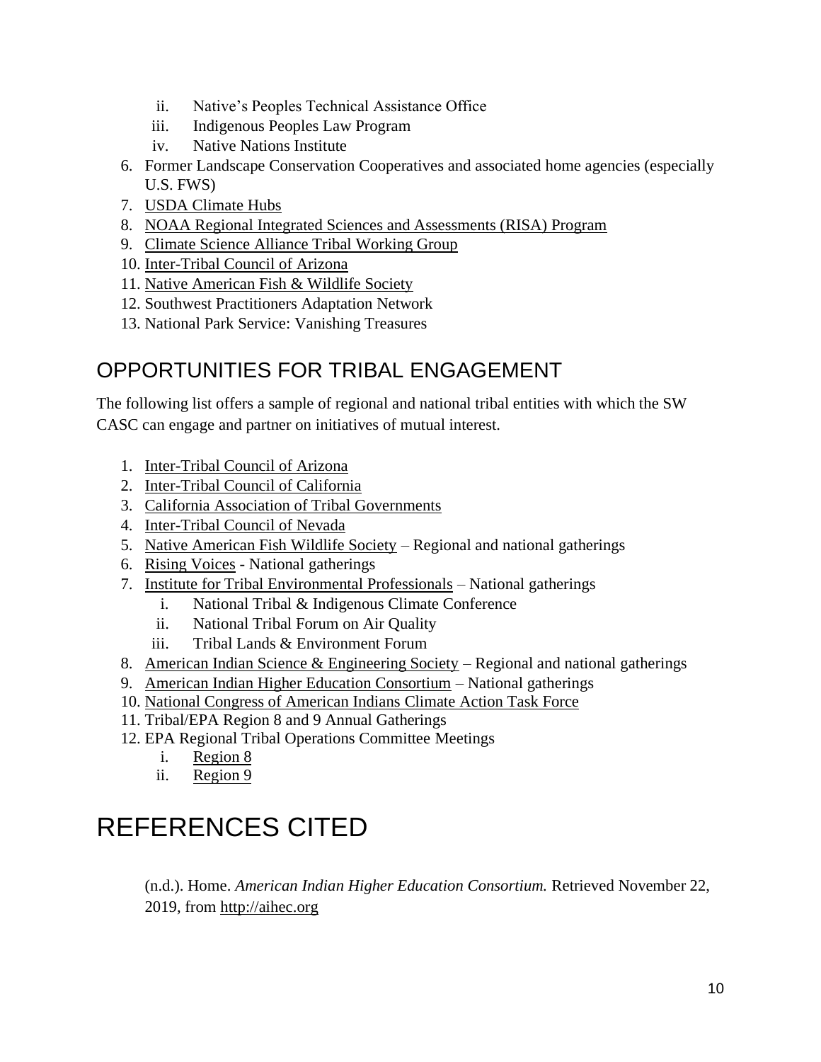ii. Native's Peoples Technical Assistance Office
   iii. Indigenous Peoples Law Program
   iv. Native Nations Institute
6. Former Landscape Conservation Cooperatives and associated home agencies (especially U.S. FWS)
7. USDA Climate Hubs
8. NOAA Regional Integrated Sciences and Assessments (RISA) Program
9. Climate Science Alliance Tribal Working Group
10. Inter-Tribal Council of Arizona
11. Native American Fish & Wildlife Society
12. Southwest Practitioners Adaptation Network
13. National Park Service: Vanishing Treasures

## OPPORTUNITIES FOR TRIBAL ENGAGEMENT

The following list offers a sample of regional and national tribal entities with which the SW CASC can engage and partner on initiatives of mutual interest.

1. Inter-Tribal Council of Arizona
2. Inter-Tribal Council of California
3. California Association of Tribal Governments
4. Inter-Tribal Council of Nevada
5. Native American Fish Wildlife Society – Regional and national gatherings
6. Rising Voices - National gatherings
7. Institute for Tribal Environmental Professionals – National gatherings
   i. National Tribal & Indigenous Climate Conference
   ii. National Tribal Forum on Air Quality
   iii. Tribal Lands & Environment Forum
8. American Indian Science & Engineering Society – Regional and national gatherings
9. American Indian Higher Education Consortium – National gatherings
10. National Congress of American Indians Climate Action Task Force
11. Tribal/EPA Region 8 and 9 Annual Gatherings
12. EPA Regional Tribal Operations Committee Meetings
    i. Region 8
    ii. Region 9

# REFERENCES CITED

(n.d.). Home. *American Indian Higher Education Consortium.* Retrieved November 22, 2019, from http://aihec.org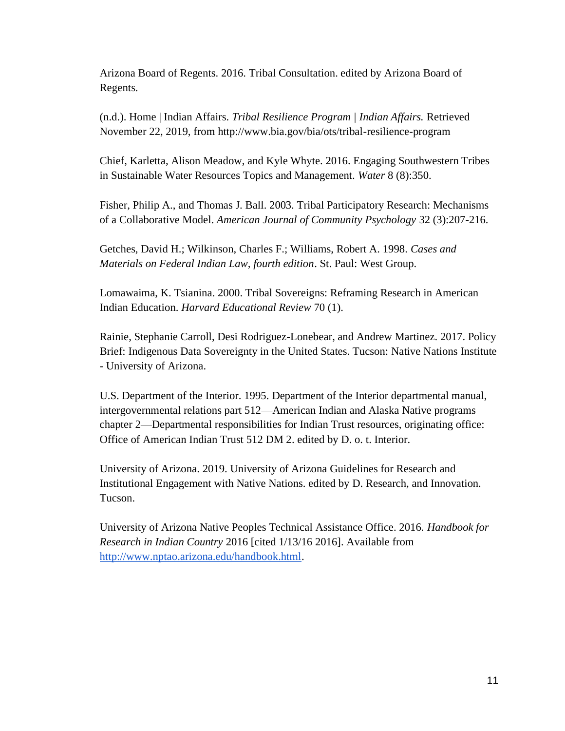Arizona Board of Regents. 2016. Tribal Consultation. edited by Arizona Board of Regents.

(n.d.). Home | Indian Affairs. *Tribal Resilience Program | Indian Affairs.* Retrieved November 22, 2019, from http://www.bia.gov/bia/ots/tribal-resilience-program

Chief, Karletta, Alison Meadow, and Kyle Whyte. 2016. Engaging Southwestern Tribes in Sustainable Water Resources Topics and Management. *Water* 8 (8):350.

Fisher, Philip A., and Thomas J. Ball. 2003. Tribal Participatory Research: Mechanisms of a Collaborative Model. *American Journal of Community Psychology* 32 (3):207-216.

Getches, David H.; Wilkinson, Charles F.; Williams, Robert A. 1998. *Cases and Materials on Federal Indian Law, fourth edition*. St. Paul: West Group.

Lomawaima, K. Tsianina. 2000. Tribal Sovereigns: Reframing Research in American Indian Education. *Harvard Educational Review* 70 (1).

Rainie, Stephanie Carroll, Desi Rodriguez-Lonebear, and Andrew Martinez. 2017. Policy Brief: Indigenous Data Sovereignty in the United States. Tucson: Native Nations Institute - University of Arizona.

U.S. Department of the Interior. 1995. Department of the Interior departmental manual, intergovernmental relations part 512—American Indian and Alaska Native programs chapter 2—Departmental responsibilities for Indian Trust resources, originating office: Office of American Indian Trust 512 DM 2. edited by D. o. t. Interior.

University of Arizona. 2019. University of Arizona Guidelines for Research and Institutional Engagement with Native Nations. edited by D. Research, and Innovation. Tucson.

University of Arizona Native Peoples Technical Assistance Office. 2016. *Handbook for Research in Indian Country* 2016 [cited 1/13/16 2016]. Available from http://www.nptao.arizona.edu/handbook.html.